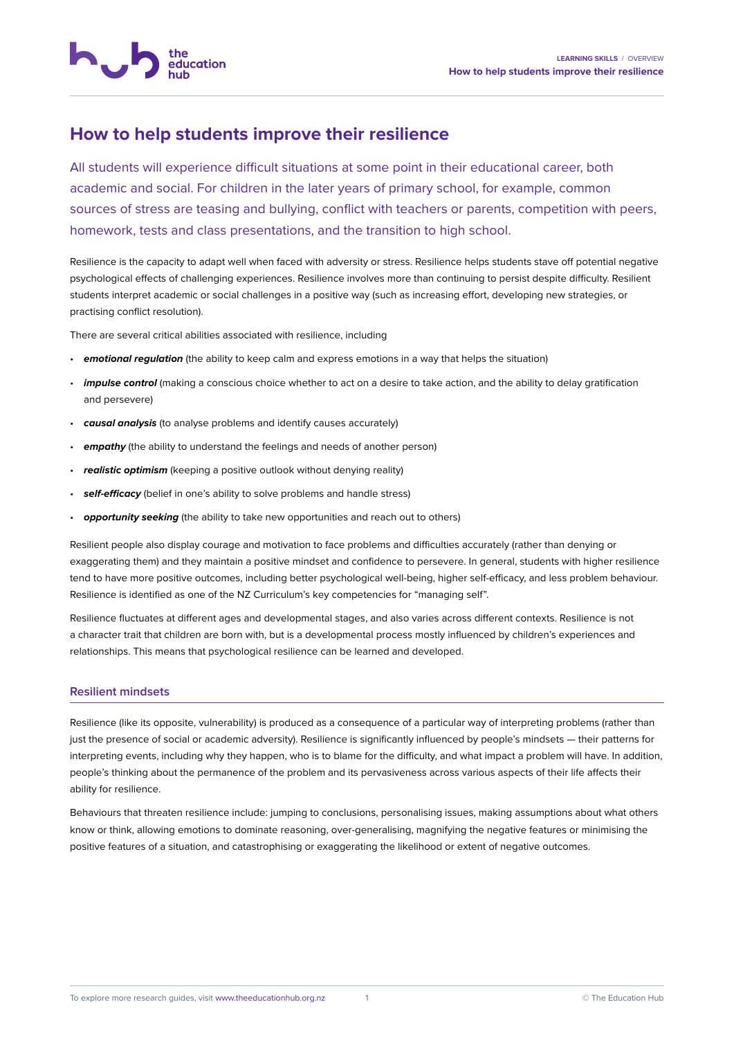# How to help students improve their resilience

All students will experience difficult situations at some point in their educational career, both academic and social. For children in the later years of primary school, for example, common sources of stress are teasing and bullying, conflict with teachers or parents, competition with peers, homework, tests and class presentations, and the transition to high school.

Resilience is the capacity to adapt well when faced with adversity or stress. Resilience helps students stave off potential negative psychological effects of challenging experiences. Resilience involves more than continuing to persist despite difficulty. Resilient students interpret academic or social challenges in a positive way (such as increasing effort, developing new strategies, or practising conflict resolution).

There are several critical abilities associated with resilience, including

- ***emotional regulation*** (the ability to keep calm and express emotions in a way that helps the situation)
- ***impulse control*** (making a conscious choice whether to act on a desire to take action, and the ability to delay gratification and persevere)
- ***causal analysis*** (to analyse problems and identify causes accurately)
- ***empathy*** (the ability to understand the feelings and needs of another person)
- ***realistic optimism*** (keeping a positive outlook without denying reality)
- ***self-efficacy*** (belief in one's ability to solve problems and handle stress)
- ***opportunity seeking*** (the ability to take new opportunities and reach out to others)

Resilient people also display courage and motivation to face problems and difficulties accurately (rather than denying or exaggerating them) and they maintain a positive mindset and confidence to persevere. In general, students with higher resilience tend to have more positive outcomes, including better psychological well-being, higher self-efficacy, and less problem behaviour. Resilience is identified as one of the NZ Curriculum's key competencies for "managing self".

Resilience fluctuates at different ages and developmental stages, and also varies across different contexts. Resilience is not a character trait that children are born with, but is a developmental process mostly influenced by children's experiences and relationships. This means that psychological resilience can be learned and developed.

## Resilient mindsets

Resilience (like its opposite, vulnerability) is produced as a consequence of a particular way of interpreting problems (rather than just the presence of social or academic adversity). Resilience is significantly influenced by people's mindsets — their patterns for interpreting events, including why they happen, who is to blame for the difficulty, and what impact a problem will have. In addition, people's thinking about the permanence of the problem and its pervasiveness across various aspects of their life affects their ability for resilience.

Behaviours that threaten resilience include: jumping to conclusions, personalising issues, making assumptions about what others know or think, allowing emotions to dominate reasoning, over-generalising, magnifying the negative features or minimising the positive features of a situation, and catastrophising or exaggerating the likelihood or extent of negative outcomes.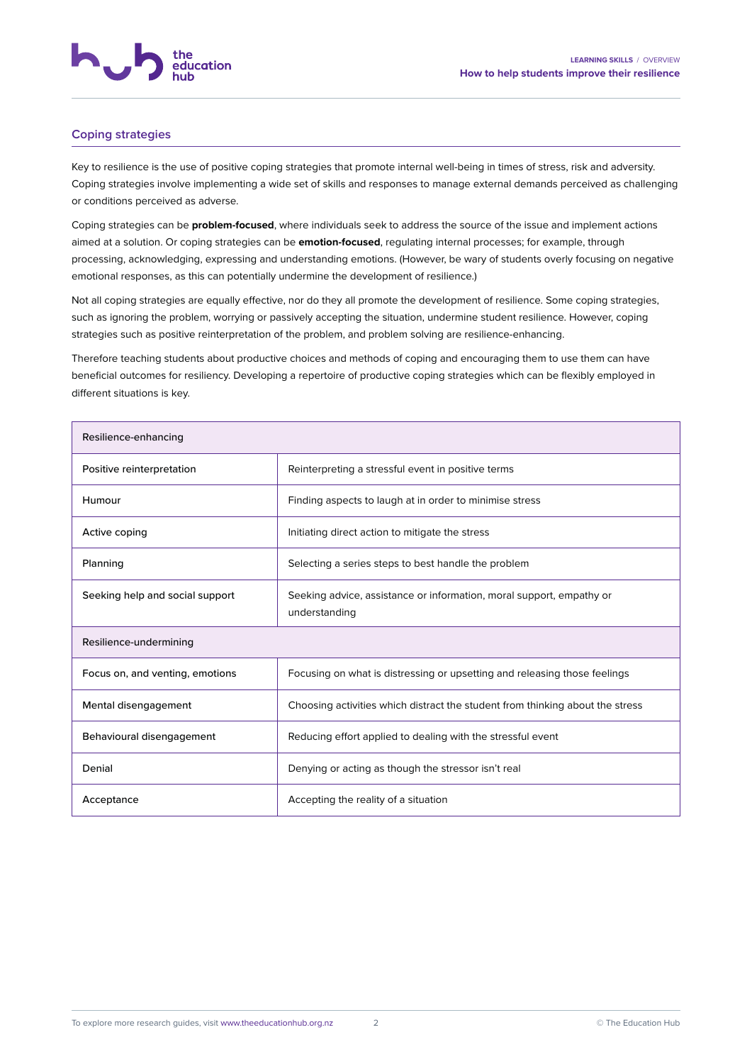## Coping strategies

Key to resilience is the use of positive coping strategies that promote internal well-being in times of stress, risk and adversity. Coping strategies involve implementing a wide set of skills and responses to manage external demands perceived as challenging or conditions perceived as adverse.

Coping strategies can be **problem-focused**, where individuals seek to address the source of the issue and implement actions aimed at a solution. Or coping strategies can be **emotion-focused**, regulating internal processes; for example, through processing, acknowledging, expressing and understanding emotions. (However, be wary of students overly focusing on negative emotional responses, as this can potentially undermine the development of resilience.)

Not all coping strategies are equally effective, nor do they all promote the development of resilience. Some coping strategies, such as ignoring the problem, worrying or passively accepting the situation, undermine student resilience. However, coping strategies such as positive reinterpretation of the problem, and problem solving are resilience-enhancing.

Therefore teaching students about productive choices and methods of coping and encouraging them to use them can have beneficial outcomes for resiliency. Developing a repertoire of productive coping strategies which can be flexibly employed in different situations is key.

| Resilience-enhancing | |
|---|---|
| Positive reinterpretation | Reinterpreting a stressful event in positive terms |
| Humour | Finding aspects to laugh at in order to minimise stress |
| Active coping | Initiating direct action to mitigate the stress |
| Planning | Selecting a series steps to best handle the problem |
| Seeking help and social support | Seeking advice, assistance or information, moral support, empathy or understanding |
| **Resilience-undermining** | |
| Focus on, and venting, emotions | Focusing on what is distressing or upsetting and releasing those feelings |
| Mental disengagement | Choosing activities which distract the student from thinking about the stress |
| Behavioural disengagement | Reducing effort applied to dealing with the stressful event |
| Denial | Denying or acting as though the stressor isn't real |
| Acceptance | Accepting the reality of a situation |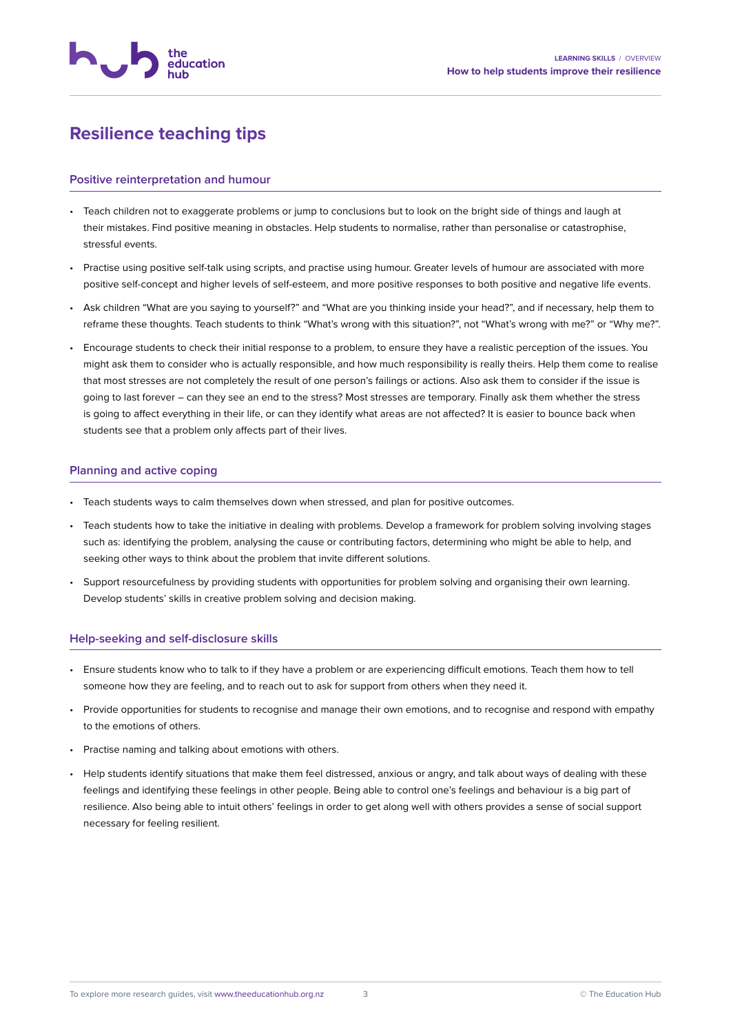# Resilience teaching tips

## Positive reinterpretation and humour

- Teach children not to exaggerate problems or jump to conclusions but to look on the bright side of things and laugh at their mistakes. Find positive meaning in obstacles. Help students to normalise, rather than personalise or catastrophise, stressful events.
- Practise using positive self-talk using scripts, and practise using humour. Greater levels of humour are associated with more positive self-concept and higher levels of self-esteem, and more positive responses to both positive and negative life events.
- Ask children "What are you saying to yourself?" and "What are you thinking inside your head?", and if necessary, help them to reframe these thoughts. Teach students to think "What's wrong with this situation?", not "What's wrong with me?" or "Why me?".
- Encourage students to check their initial response to a problem, to ensure they have a realistic perception of the issues. You might ask them to consider who is actually responsible, and how much responsibility is really theirs. Help them come to realise that most stresses are not completely the result of one person's failings or actions. Also ask them to consider if the issue is going to last forever – can they see an end to the stress? Most stresses are temporary. Finally ask them whether the stress is going to affect everything in their life, or can they identify what areas are not affected? It is easier to bounce back when students see that a problem only affects part of their lives.

## Planning and active coping

- Teach students ways to calm themselves down when stressed, and plan for positive outcomes.
- Teach students how to take the initiative in dealing with problems. Develop a framework for problem solving involving stages such as: identifying the problem, analysing the cause or contributing factors, determining who might be able to help, and seeking other ways to think about the problem that invite different solutions.
- Support resourcefulness by providing students with opportunities for problem solving and organising their own learning. Develop students' skills in creative problem solving and decision making.

## Help-seeking and self-disclosure skills

- Ensure students know who to talk to if they have a problem or are experiencing difficult emotions. Teach them how to tell someone how they are feeling, and to reach out to ask for support from others when they need it.
- Provide opportunities for students to recognise and manage their own emotions, and to recognise and respond with empathy to the emotions of others.
- Practise naming and talking about emotions with others.
- Help students identify situations that make them feel distressed, anxious or angry, and talk about ways of dealing with these feelings and identifying these feelings in other people. Being able to control one's feelings and behaviour is a big part of resilience. Also being able to intuit others' feelings in order to get along well with others provides a sense of social support necessary for feeling resilient.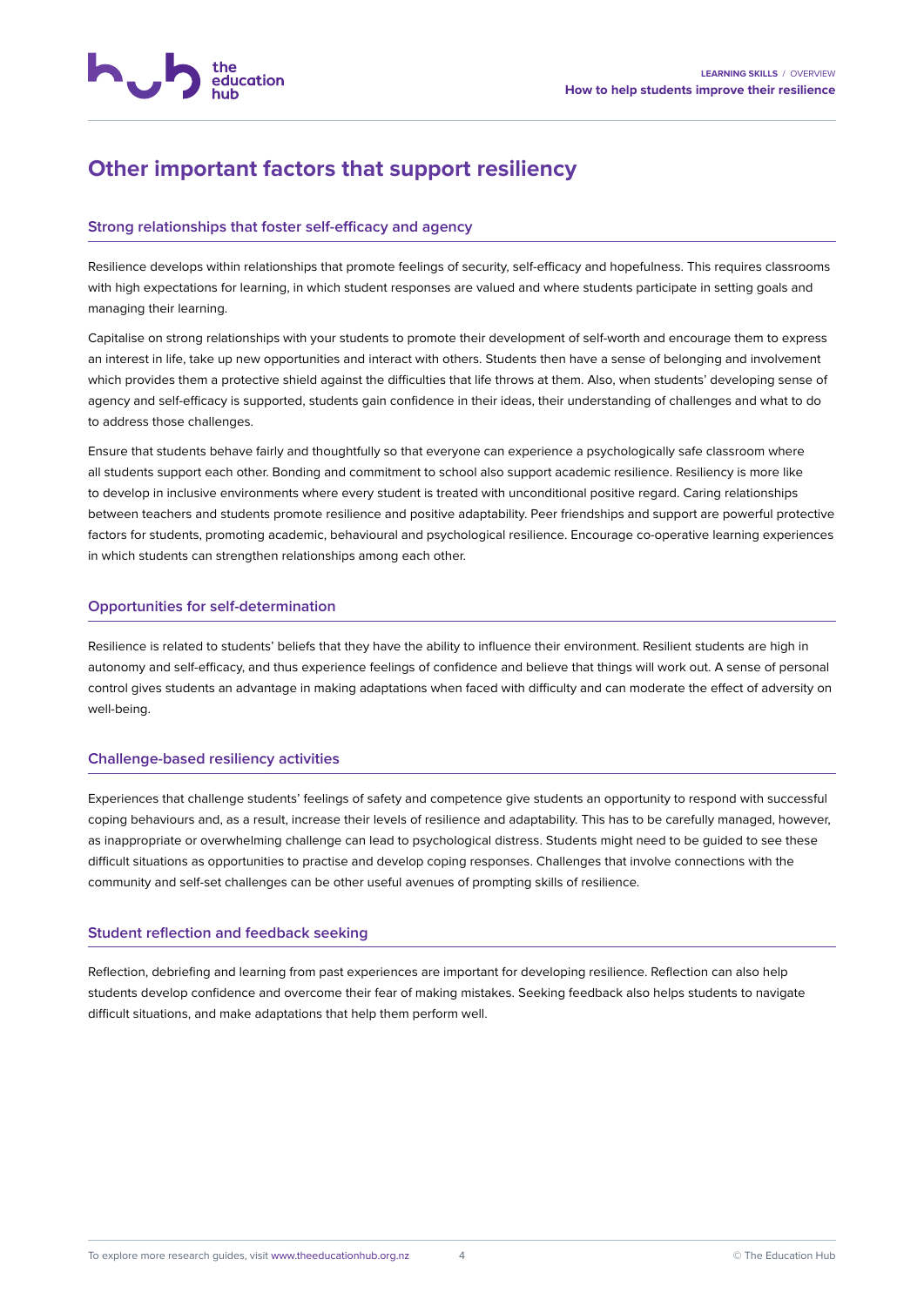# Other important factors that support resiliency

## Strong relationships that foster self-efficacy and agency

Resilience develops within relationships that promote feelings of security, self-efficacy and hopefulness. This requires classrooms with high expectations for learning, in which student responses are valued and where students participate in setting goals and managing their learning.

Capitalise on strong relationships with your students to promote their development of self-worth and encourage them to express an interest in life, take up new opportunities and interact with others. Students then have a sense of belonging and involvement which provides them a protective shield against the difficulties that life throws at them. Also, when students' developing sense of agency and self-efficacy is supported, students gain confidence in their ideas, their understanding of challenges and what to do to address those challenges.

Ensure that students behave fairly and thoughtfully so that everyone can experience a psychologically safe classroom where all students support each other. Bonding and commitment to school also support academic resilience. Resiliency is more like to develop in inclusive environments where every student is treated with unconditional positive regard. Caring relationships between teachers and students promote resilience and positive adaptability. Peer friendships and support are powerful protective factors for students, promoting academic, behavioural and psychological resilience. Encourage co-operative learning experiences in which students can strengthen relationships among each other.

## Opportunities for self-determination

Resilience is related to students' beliefs that they have the ability to influence their environment. Resilient students are high in autonomy and self-efficacy, and thus experience feelings of confidence and believe that things will work out. A sense of personal control gives students an advantage in making adaptations when faced with difficulty and can moderate the effect of adversity on well-being.

## Challenge-based resiliency activities

Experiences that challenge students' feelings of safety and competence give students an opportunity to respond with successful coping behaviours and, as a result, increase their levels of resilience and adaptability. This has to be carefully managed, however, as inappropriate or overwhelming challenge can lead to psychological distress. Students might need to be guided to see these difficult situations as opportunities to practise and develop coping responses. Challenges that involve connections with the community and self-set challenges can be other useful avenues of prompting skills of resilience.

## Student reflection and feedback seeking

Reflection, debriefing and learning from past experiences are important for developing resilience. Reflection can also help students develop confidence and overcome their fear of making mistakes. Seeking feedback also helps students to navigate difficult situations, and make adaptations that help them perform well.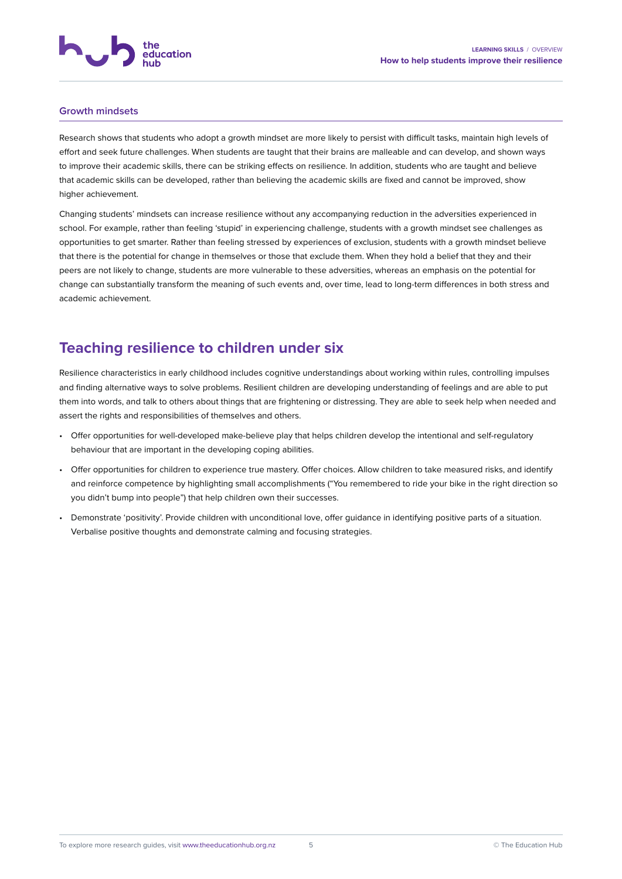### Growth mindsets

Research shows that students who adopt a growth mindset are more likely to persist with difficult tasks, maintain high levels of effort and seek future challenges. When students are taught that their brains are malleable and can develop, and shown ways to improve their academic skills, there can be striking effects on resilience. In addition, students who are taught and believe that academic skills can be developed, rather than believing the academic skills are fixed and cannot be improved, show higher achievement.

Changing students' mindsets can increase resilience without any accompanying reduction in the adversities experienced in school. For example, rather than feeling 'stupid' in experiencing challenge, students with a growth mindset see challenges as opportunities to get smarter. Rather than feeling stressed by experiences of exclusion, students with a growth mindset believe that there is the potential for change in themselves or those that exclude them. When they hold a belief that they and their peers are not likely to change, students are more vulnerable to these adversities, whereas an emphasis on the potential for change can substantially transform the meaning of such events and, over time, lead to long-term differences in both stress and academic achievement.

## Teaching resilience to children under six

Resilience characteristics in early childhood includes cognitive understandings about working within rules, controlling impulses and finding alternative ways to solve problems. Resilient children are developing understanding of feelings and are able to put them into words, and talk to others about things that are frightening or distressing. They are able to seek help when needed and assert the rights and responsibilities of themselves and others.

- Offer opportunities for well-developed make-believe play that helps children develop the intentional and self-regulatory behaviour that are important in the developing coping abilities.
- Offer opportunities for children to experience true mastery. Offer choices. Allow children to take measured risks, and identify and reinforce competence by highlighting small accomplishments ("You remembered to ride your bike in the right direction so you didn't bump into people") that help children own their successes.
- Demonstrate 'positivity'. Provide children with unconditional love, offer guidance in identifying positive parts of a situation. Verbalise positive thoughts and demonstrate calming and focusing strategies.